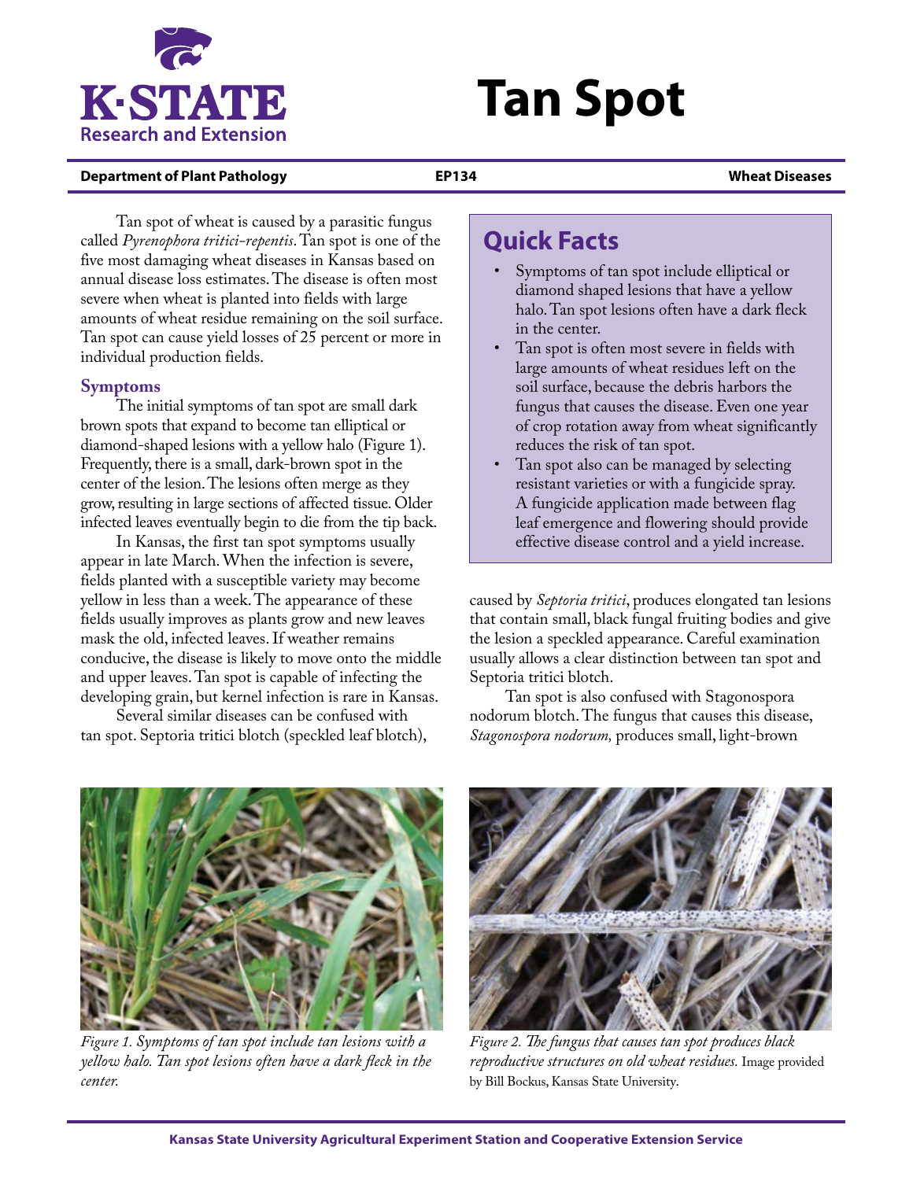# Tan Spot

K-STATE Research and Extension

**Department of Plant Pathology** | **EP134** | **Wheat Diseases**

Tan spot of wheat is caused by a parasitic fungus called *Pyrenophora tritici-repentis*. Tan spot is one of the five most damaging wheat diseases in Kansas based on annual disease loss estimates. The disease is often most severe when wheat is planted into fields with large amounts of wheat residue remaining on the soil surface. Tan spot can cause yield losses of 25 percent or more in individual production fields.

## Quick Facts

- Symptoms of tan spot include elliptical or diamond shaped lesions that have a yellow halo. Tan spot lesions often have a dark fleck in the center.
- Tan spot is often most severe in fields with large amounts of wheat residues left on the soil surface, because the debris harbors the fungus that causes the disease. Even one year of crop rotation away from wheat significantly reduces the risk of tan spot.
- Tan spot also can be managed by selecting resistant varieties or with a fungicide spray. A fungicide application made between flag leaf emergence and flowering should provide effective disease control and a yield increase.

## Symptoms

The initial symptoms of tan spot are small dark brown spots that expand to become tan elliptical or diamond-shaped lesions with a yellow halo (Figure 1). Frequently, there is a small, dark-brown spot in the center of the lesion. The lesions often merge as they grow, resulting in large sections of affected tissue. Older infected leaves eventually begin to die from the tip back.

In Kansas, the first tan spot symptoms usually appear in late March. When the infection is severe, fields planted with a susceptible variety may become yellow in less than a week. The appearance of these fields usually improves as plants grow and new leaves mask the old, infected leaves. If weather remains conducive, the disease is likely to move onto the middle and upper leaves. Tan spot is capable of infecting the developing grain, but kernel infection is rare in Kansas.

Several similar diseases can be confused with tan spot. Septoria tritici blotch (speckled leaf blotch), caused by *Septoria tritici*, produces elongated tan lesions that contain small, black fungal fruiting bodies and give the lesion a speckled appearance. Careful examination usually allows a clear distinction between tan spot and Septoria tritici blotch.

Tan spot is also confused with Stagonospora nodorum blotch. The fungus that causes this disease, *Stagonospora nodorum,* produces small, light-brown

*Figure 1. Symptoms of tan spot include tan lesions with a yellow halo. Tan spot lesions often have a dark fleck in the center.*

*Figure 2. The fungus that causes tan spot produces black reproductive structures on old wheat residues.* Image provided by Bill Bockus, Kansas State University.

**Kansas State University Agricultural Experiment Station and Cooperative Extension Service**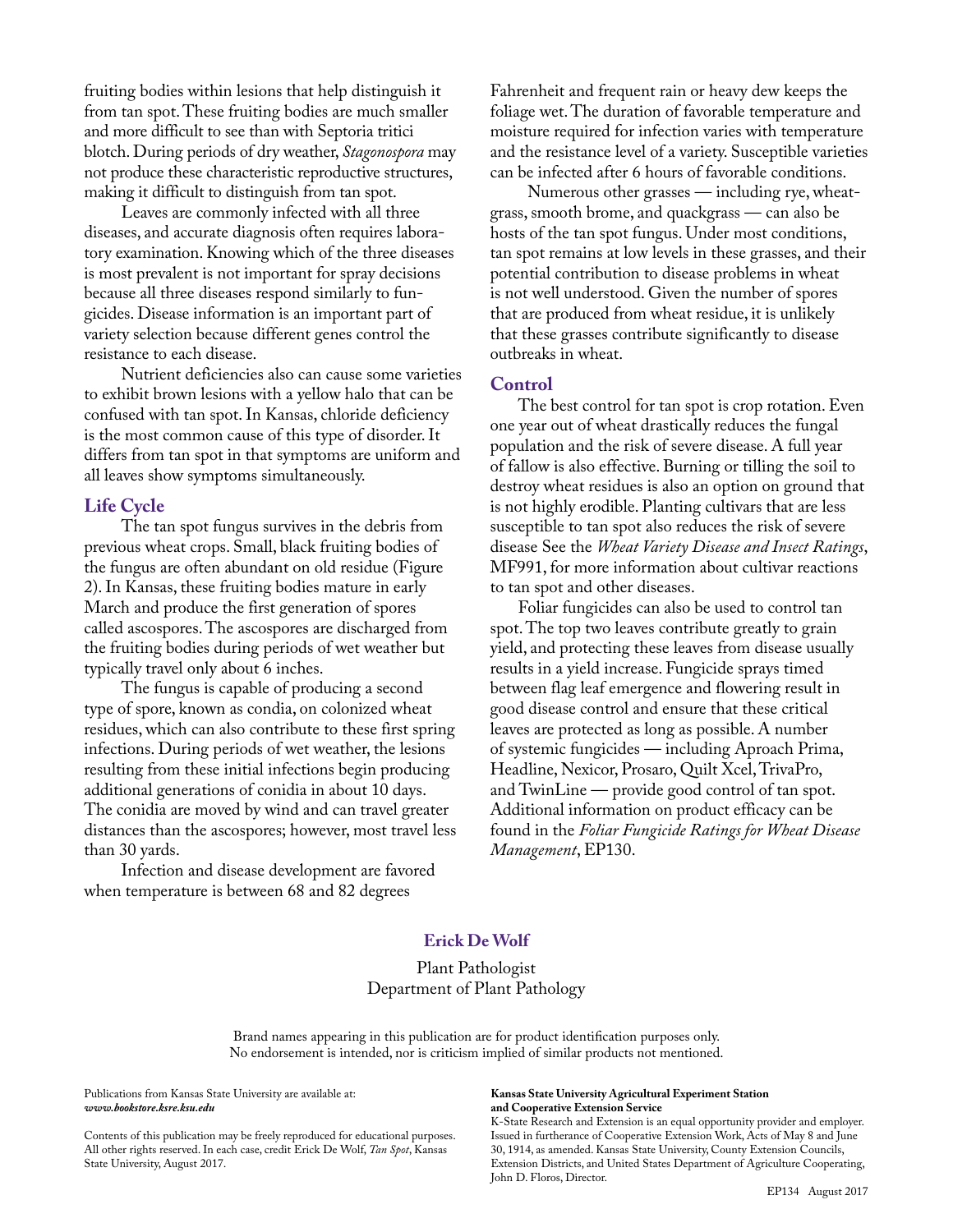fruiting bodies within lesions that help distinguish it from tan spot. These fruiting bodies are much smaller and more difficult to see than with Septoria tritici blotch. During periods of dry weather, *Stagonospora* may not produce these characteristic reproductive structures, making it difficult to distinguish from tan spot.

Leaves are commonly infected with all three diseases, and accurate diagnosis often requires laboratory examination. Knowing which of the three diseases is most prevalent is not important for spray decisions because all three diseases respond similarly to fungicides. Disease information is an important part of variety selection because different genes control the resistance to each disease.

Nutrient deficiencies also can cause some varieties to exhibit brown lesions with a yellow halo that can be confused with tan spot. In Kansas, chloride deficiency is the most common cause of this type of disorder. It differs from tan spot in that symptoms are uniform and all leaves show symptoms simultaneously.

## Life Cycle

The tan spot fungus survives in the debris from previous wheat crops. Small, black fruiting bodies of the fungus are often abundant on old residue (Figure 2). In Kansas, these fruiting bodies mature in early March and produce the first generation of spores called ascospores. The ascospores are discharged from the fruiting bodies during periods of wet weather but typically travel only about 6 inches.

The fungus is capable of producing a second type of spore, known as condia, on colonized wheat residues, which can also contribute to these first spring infections. During periods of wet weather, the lesions resulting from these initial infections begin producing additional generations of conidia in about 10 days. The conidia are moved by wind and can travel greater distances than the ascospores; however, most travel less than 30 yards.

Infection and disease development are favored when temperature is between 68 and 82 degrees Fahrenheit and frequent rain or heavy dew keeps the foliage wet. The duration of favorable temperature and moisture required for infection varies with temperature and the resistance level of a variety. Susceptible varieties can be infected after 6 hours of favorable conditions.

Numerous other grasses — including rye, wheatgrass, smooth brome, and quackgrass — can also be hosts of the tan spot fungus. Under most conditions, tan spot remains at low levels in these grasses, and their potential contribution to disease problems in wheat is not well understood. Given the number of spores that are produced from wheat residue, it is unlikely that these grasses contribute significantly to disease outbreaks in wheat.

## Control

The best control for tan spot is crop rotation. Even one year out of wheat drastically reduces the fungal population and the risk of severe disease. A full year of fallow is also effective. Burning or tilling the soil to destroy wheat residues is also an option on ground that is not highly erodible. Planting cultivars that are less susceptible to tan spot also reduces the risk of severe disease See the *Wheat Variety Disease and Insect Ratings*, MF991, for more information about cultivar reactions to tan spot and other diseases.

Foliar fungicides can also be used to control tan spot. The top two leaves contribute greatly to grain yield, and protecting these leaves from disease usually results in a yield increase. Fungicide sprays timed between flag leaf emergence and flowering result in good disease control and ensure that these critical leaves are protected as long as possible. A number of systemic fungicides — including Aproach Prima, Headline, Nexicor, Prosaro, Quilt Xcel, TrivaPro, and TwinLine — provide good control of tan spot. Additional information on product efficacy can be found in the *Foliar Fungicide Ratings for Wheat Disease Management*, EP130.

**Erick De Wolf**

Plant Pathologist
Department of Plant Pathology

Brand names appearing in this publication are for product identification purposes only. No endorsement is intended, nor is criticism implied of similar products not mentioned.

Publications from Kansas State University are available at: *www.bookstore.ksre.ksu.edu*

Contents of this publication may be freely reproduced for educational purposes. All other rights reserved. In each case, credit Erick De Wolf, *Tan Spot*, Kansas State University, August 2017.

**Kansas State University Agricultural Experiment Station and Cooperative Extension Service**

K-State Research and Extension is an equal opportunity provider and employer. Issued in furtherance of Cooperative Extension Work, Acts of May 8 and June 30, 1914, as amended. Kansas State University, County Extension Councils, Extension Districts, and United States Department of Agriculture Cooperating, John D. Floros, Director.

EP134 August 2017